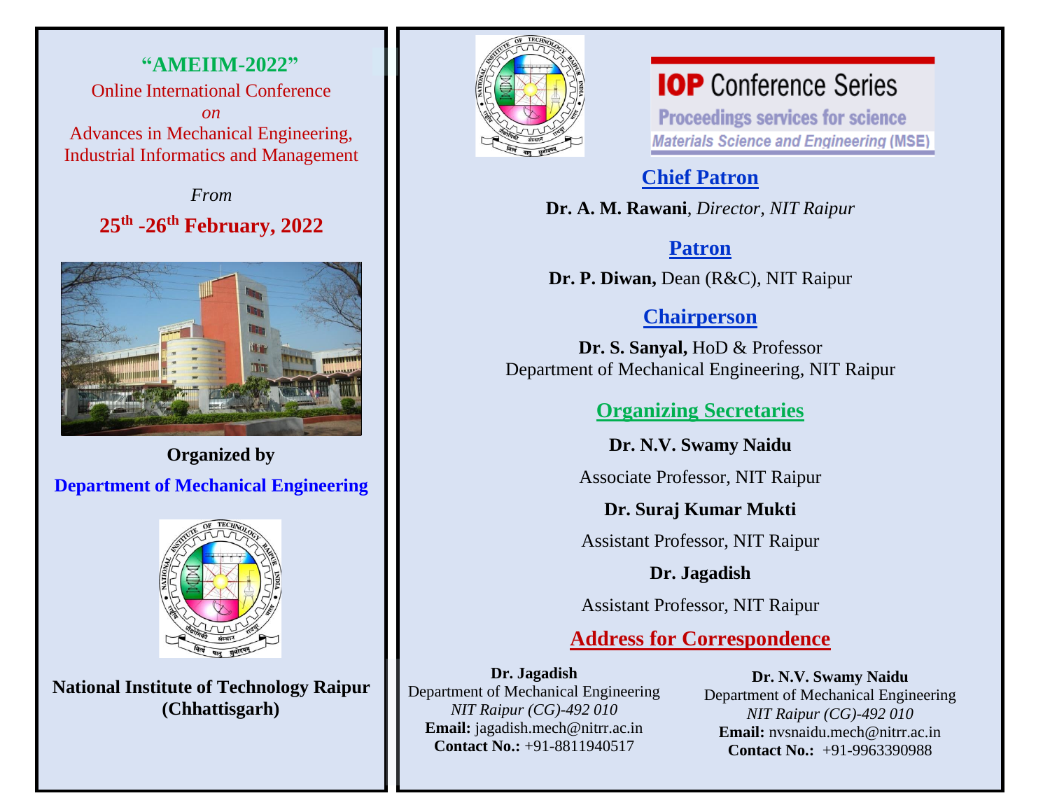# "AMEIIM-2022"

Online International Conference

*on*

Advances in Mechanical Engineering, Industrial Informatics and Management

*From*

**25th -26th February, 2022**

**Organized by**

**Department of Mechanical Engineering**

**National Institute of Technology Raipur (Chhattisgarh)**

**IOP Conference Series**

Proceedings services for science

*Materials Science and Engineering* (MSE)

## Chief Patron

**Dr. A. M. Rawani**, *Director, NIT Raipur*

## Patron

**Dr. P. Diwan,** Dean (R&C), NIT Raipur

## Chairperson

**Dr. S. Sanyal,** HoD & Professor
Department of Mechanical Engineering, NIT Raipur

## Organizing Secretaries

**Dr. N.V. Swamy Naidu**

Associate Professor, NIT Raipur

**Dr. Suraj Kumar Mukti**

Assistant Professor, NIT Raipur

**Dr. Jagadish**

Assistant Professor, NIT Raipur

## Address for Correspondence

**Dr. Jagadish**
Department of Mechanical Engineering
*NIT Raipur (CG)-492 010*
**Email:** jagadish.mech@nitrr.ac.in
**Contact No.:** +91-8811940517

**Dr. N.V. Swamy Naidu**
Department of Mechanical Engineering
*NIT Raipur (CG)-492 010*
**Email:** nvsnaidu.mech@nitrr.ac.in
**Contact No.:** +91-9963390988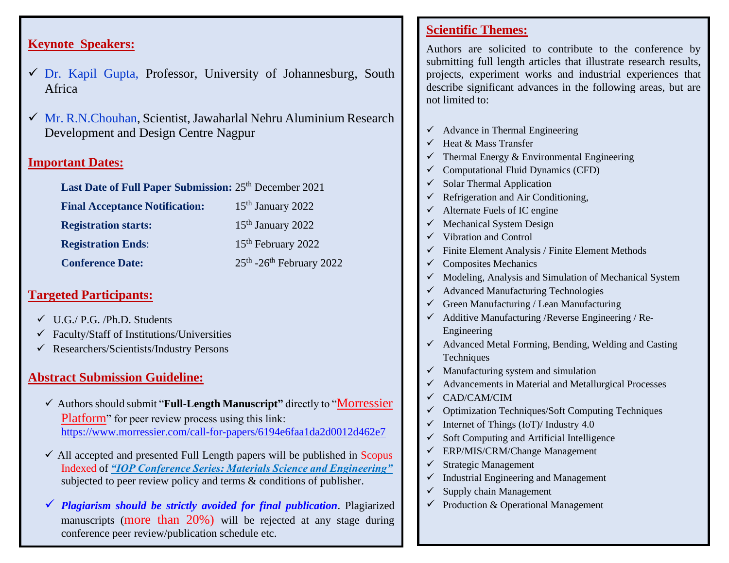## Keynote Speakers:

- Dr. Kapil Gupta, Professor, University of Johannesburg, South Africa
- Mr. R.N.Chouhan, Scientist, Jawaharlal Nehru Aluminium Research Development and Design Centre Nagpur

## Important Dates:

| | |
|---|---|
| **Last Date of Full Paper Submission:** | 25th December 2021 |
| **Final Acceptance Notification:** | 15th January 2022 |
| **Registration starts:** | 15th January 2022 |
| **Registration Ends**: | 15th February 2022 |
| **Conference Date:** | 25th -26th February 2022 |

## Targeted Participants:

- U.G./ P.G. /Ph.D. Students
- Faculty/Staff of Institutions/Universities
- Researchers/Scientists/Industry Persons

## Abstract Submission Guideline:

- Authors should submit "**Full-Length Manuscript"** directly to "Morressier Platform" for peer review process using this link: https://www.morressier.com/call-for-papers/6194e6faa1da2d0012d462e7
- All accepted and presented Full Length papers will be published in Scopus Indexed of ***"IOP Conference Series: Materials Science and Engineering"*** subjected to peer review policy and terms & conditions of publisher.
- ***Plagiarism should be strictly avoided for final publication***. Plagiarized manuscripts (more than 20%) will be rejected at any stage during conference peer review/publication schedule etc.

## Scientific Themes:

Authors are solicited to contribute to the conference by submitting full length articles that illustrate research results, projects, experiment works and industrial experiences that describe significant advances in the following areas, but are not limited to:

- Advance in Thermal Engineering
- Heat & Mass Transfer
- Thermal Energy & Environmental Engineering
- Computational Fluid Dynamics (CFD)
- Solar Thermal Application
- Refrigeration and Air Conditioning,
- Alternate Fuels of IC engine
- Mechanical System Design
- Vibration and Control
- Finite Element Analysis / Finite Element Methods
- Composites Mechanics
- Modeling, Analysis and Simulation of Mechanical System
- Advanced Manufacturing Technologies
- Green Manufacturing / Lean Manufacturing
- Additive Manufacturing /Reverse Engineering / Re-Engineering
- Advanced Metal Forming, Bending, Welding and Casting Techniques
- Manufacturing system and simulation
- Advancements in Material and Metallurgical Processes
- CAD/CAM/CIM
- Optimization Techniques/Soft Computing Techniques
- Internet of Things (IoT)/ Industry 4.0
- Soft Computing and Artificial Intelligence
- ERP/MIS/CRM/Change Management
- Strategic Management
- Industrial Engineering and Management
- Supply chain Management
- Production & Operational Management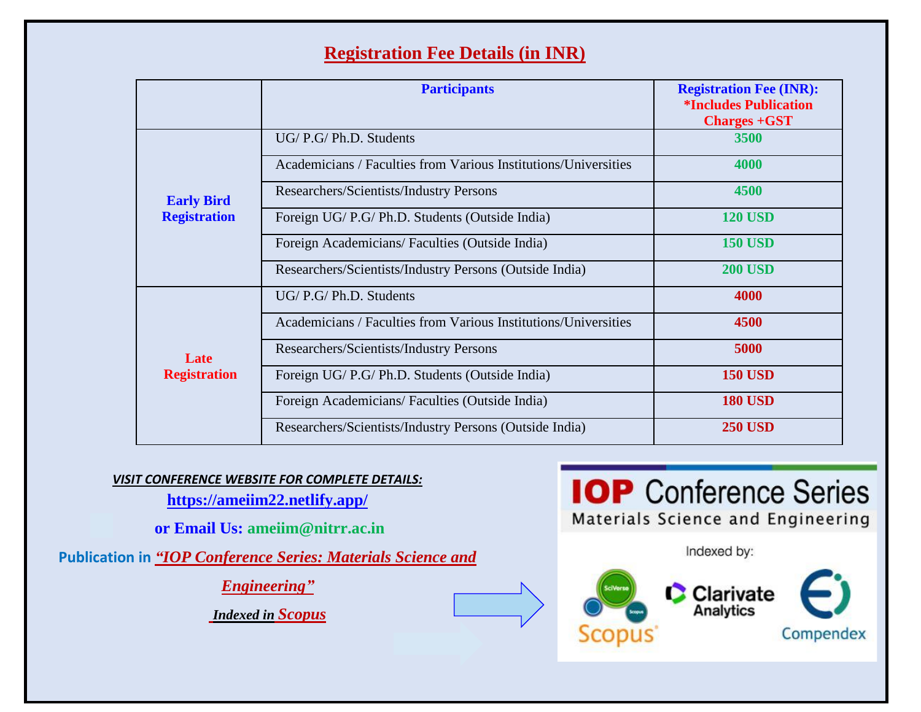## Registration Fee Details (in INR)

| | Participants | Registration Fee (INR): *Includes Publication Charges +GST |
|---|---|---|
| Early Bird Registration | UG/ P.G/ Ph.D. Students | 3500 |
| | Academicians / Faculties from Various Institutions/Universities | 4000 |
| | Researchers/Scientists/Industry Persons | 4500 |
| | Foreign UG/ P.G/ Ph.D. Students (Outside India) | 120 USD |
| | Foreign Academicians/ Faculties (Outside India) | 150 USD |
| | Researchers/Scientists/Industry Persons (Outside India) | 200 USD |
| Late Registration | UG/ P.G/ Ph.D. Students | 4000 |
| | Academicians / Faculties from Various Institutions/Universities | 4500 |
| | Researchers/Scientists/Industry Persons | 5000 |
| | Foreign UG/ P.G/ Ph.D. Students (Outside India) | 150 USD |
| | Foreign Academicians/ Faculties (Outside India) | 180 USD |
| | Researchers/Scientists/Industry Persons (Outside India) | 250 USD |

***VISIT CONFERENCE WEBSITE FOR COMPLETE DETAILS:***

**https://ameiim22.netlify.app/**

**or Email Us: ameiim@nitrr.ac.in**

**Publication in *"IOP Conference Series: Materials Science and Engineering"***

***Indexed in Scopus***

**IOP** Conference Series

Materials Science and Engineering

Indexed by:

Scopus

Clarivate Analytics

Compendex